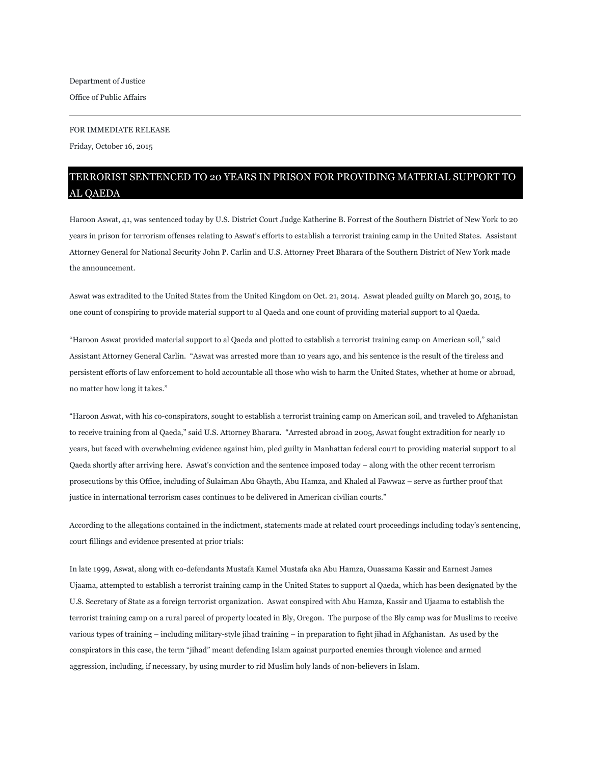Department of Justice

Office of Public Affairs

---

FOR IMMEDIATE RELEASE

Friday, October 16, 2015

# TERRORIST SENTENCED TO 20 YEARS IN PRISON FOR PROVIDING MATERIAL SUPPORT TO AL QAEDA

Haroon Aswat, 41, was sentenced today by U.S. District Court Judge Katherine B. Forrest of the Southern District of New York to 20 years in prison for terrorism offenses relating to Aswat's efforts to establish a terrorist training camp in the United States. Assistant Attorney General for National Security John P. Carlin and U.S. Attorney Preet Bharara of the Southern District of New York made the announcement.

Aswat was extradited to the United States from the United Kingdom on Oct. 21, 2014. Aswat pleaded guilty on March 30, 2015, to one count of conspiring to provide material support to al Qaeda and one count of providing material support to al Qaeda.

"Haroon Aswat provided material support to al Qaeda and plotted to establish a terrorist training camp on American soil," said Assistant Attorney General Carlin. "Aswat was arrested more than 10 years ago, and his sentence is the result of the tireless and persistent efforts of law enforcement to hold accountable all those who wish to harm the United States, whether at home or abroad, no matter how long it takes."

"Haroon Aswat, with his co-conspirators, sought to establish a terrorist training camp on American soil, and traveled to Afghanistan to receive training from al Qaeda," said U.S. Attorney Bharara. "Arrested abroad in 2005, Aswat fought extradition for nearly 10 years, but faced with overwhelming evidence against him, pled guilty in Manhattan federal court to providing material support to al Qaeda shortly after arriving here. Aswat's conviction and the sentence imposed today – along with the other recent terrorism prosecutions by this Office, including of Sulaiman Abu Ghayth, Abu Hamza, and Khaled al Fawwaz – serve as further proof that justice in international terrorism cases continues to be delivered in American civilian courts."

According to the allegations contained in the indictment, statements made at related court proceedings including today's sentencing, court fillings and evidence presented at prior trials:

In late 1999, Aswat, along with co-defendants Mustafa Kamel Mustafa aka Abu Hamza, Ouassama Kassir and Earnest James Ujaama, attempted to establish a terrorist training camp in the United States to support al Qaeda, which has been designated by the U.S. Secretary of State as a foreign terrorist organization. Aswat conspired with Abu Hamza, Kassir and Ujaama to establish the terrorist training camp on a rural parcel of property located in Bly, Oregon. The purpose of the Bly camp was for Muslims to receive various types of training – including military-style jihad training – in preparation to fight jihad in Afghanistan. As used by the conspirators in this case, the term "jihad" meant defending Islam against purported enemies through violence and armed aggression, including, if necessary, by using murder to rid Muslim holy lands of non-believers in Islam.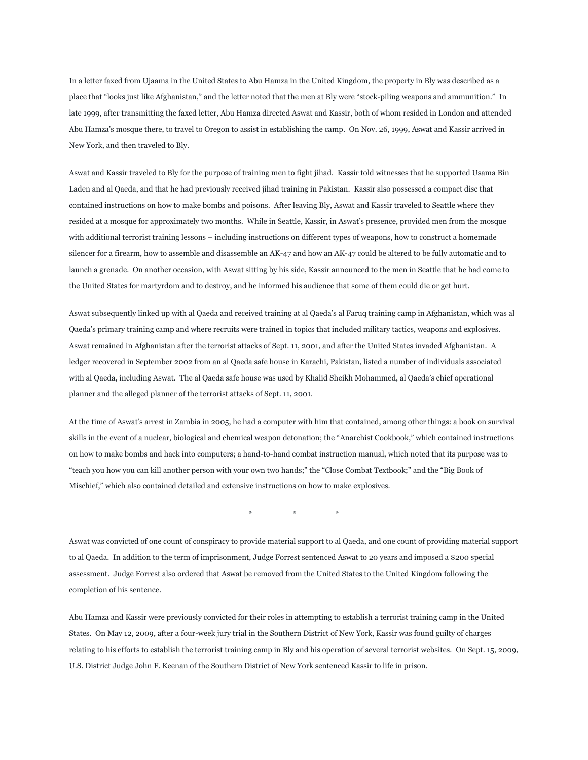In a letter faxed from Ujaama in the United States to Abu Hamza in the United Kingdom, the property in Bly was described as a place that "looks just like Afghanistan," and the letter noted that the men at Bly were "stock-piling weapons and ammunition." In late 1999, after transmitting the faxed letter, Abu Hamza directed Aswat and Kassir, both of whom resided in London and attended Abu Hamza's mosque there, to travel to Oregon to assist in establishing the camp. On Nov. 26, 1999, Aswat and Kassir arrived in New York, and then traveled to Bly.

Aswat and Kassir traveled to Bly for the purpose of training men to fight jihad. Kassir told witnesses that he supported Usama Bin Laden and al Qaeda, and that he had previously received jihad training in Pakistan. Kassir also possessed a compact disc that contained instructions on how to make bombs and poisons. After leaving Bly, Aswat and Kassir traveled to Seattle where they resided at a mosque for approximately two months. While in Seattle, Kassir, in Aswat's presence, provided men from the mosque with additional terrorist training lessons – including instructions on different types of weapons, how to construct a homemade silencer for a firearm, how to assemble and disassemble an AK-47 and how an AK-47 could be altered to be fully automatic and to launch a grenade. On another occasion, with Aswat sitting by his side, Kassir announced to the men in Seattle that he had come to the United States for martyrdom and to destroy, and he informed his audience that some of them could die or get hurt.

Aswat subsequently linked up with al Qaeda and received training at al Qaeda's al Faruq training camp in Afghanistan, which was al Qaeda's primary training camp and where recruits were trained in topics that included military tactics, weapons and explosives. Aswat remained in Afghanistan after the terrorist attacks of Sept. 11, 2001, and after the United States invaded Afghanistan. A ledger recovered in September 2002 from an al Qaeda safe house in Karachi, Pakistan, listed a number of individuals associated with al Qaeda, including Aswat. The al Qaeda safe house was used by Khalid Sheikh Mohammed, al Qaeda's chief operational planner and the alleged planner of the terrorist attacks of Sept. 11, 2001.

At the time of Aswat's arrest in Zambia in 2005, he had a computer with him that contained, among other things: a book on survival skills in the event of a nuclear, biological and chemical weapon detonation; the "Anarchist Cookbook," which contained instructions on how to make bombs and hack into computers; a hand-to-hand combat instruction manual, which noted that its purpose was to "teach you how you can kill another person with your own two hands;" the "Close Combat Textbook;" and the "Big Book of Mischief," which also contained detailed and extensive instructions on how to make explosives.

\* \* \*

Aswat was convicted of one count of conspiracy to provide material support to al Qaeda, and one count of providing material support to al Qaeda. In addition to the term of imprisonment, Judge Forrest sentenced Aswat to 20 years and imposed a $200 special assessment. Judge Forrest also ordered that Aswat be removed from the United States to the United Kingdom following the completion of his sentence.

Abu Hamza and Kassir were previously convicted for their roles in attempting to establish a terrorist training camp in the United States. On May 12, 2009, after a four-week jury trial in the Southern District of New York, Kassir was found guilty of charges relating to his efforts to establish the terrorist training camp in Bly and his operation of several terrorist websites. On Sept. 15, 2009, U.S. District Judge John F. Keenan of the Southern District of New York sentenced Kassir to life in prison.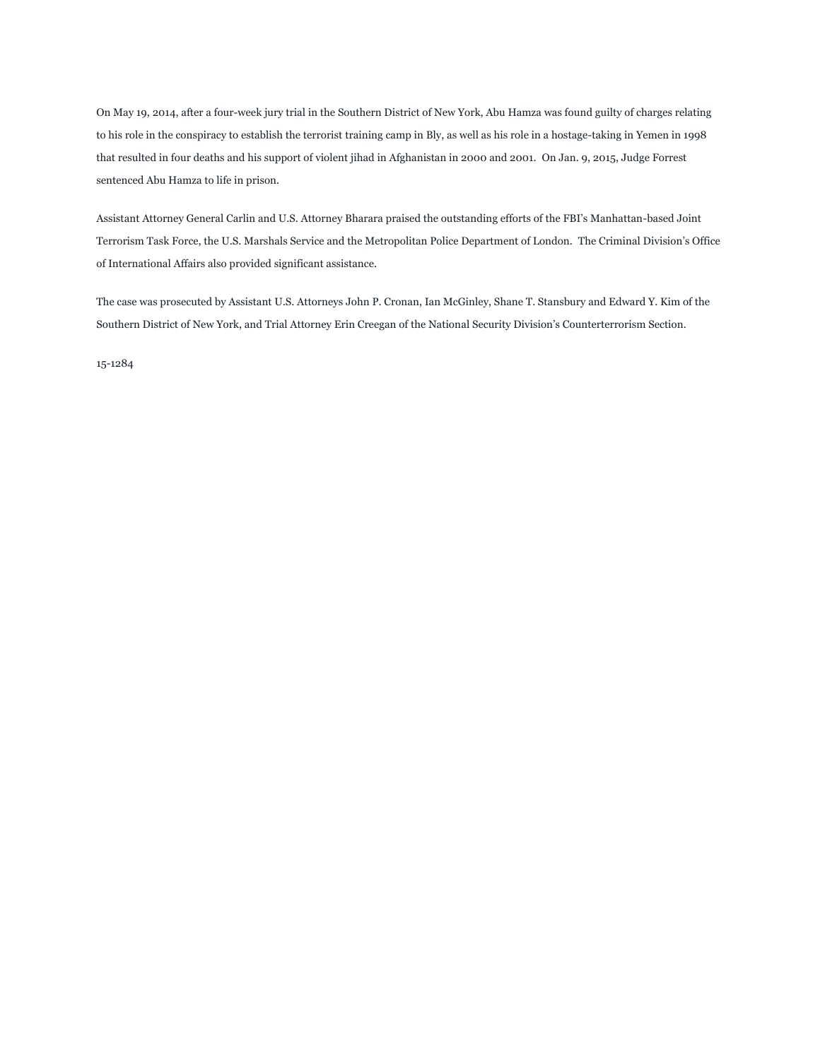On May 19, 2014, after a four-week jury trial in the Southern District of New York, Abu Hamza was found guilty of charges relating to his role in the conspiracy to establish the terrorist training camp in Bly, as well as his role in a hostage-taking in Yemen in 1998 that resulted in four deaths and his support of violent jihad in Afghanistan in 2000 and 2001. On Jan. 9, 2015, Judge Forrest sentenced Abu Hamza to life in prison.

Assistant Attorney General Carlin and U.S. Attorney Bharara praised the outstanding efforts of the FBI's Manhattan-based Joint Terrorism Task Force, the U.S. Marshals Service and the Metropolitan Police Department of London. The Criminal Division's Office of International Affairs also provided significant assistance.

The case was prosecuted by Assistant U.S. Attorneys John P. Cronan, Ian McGinley, Shane T. Stansbury and Edward Y. Kim of the Southern District of New York, and Trial Attorney Erin Creegan of the National Security Division's Counterterrorism Section.

15-1284